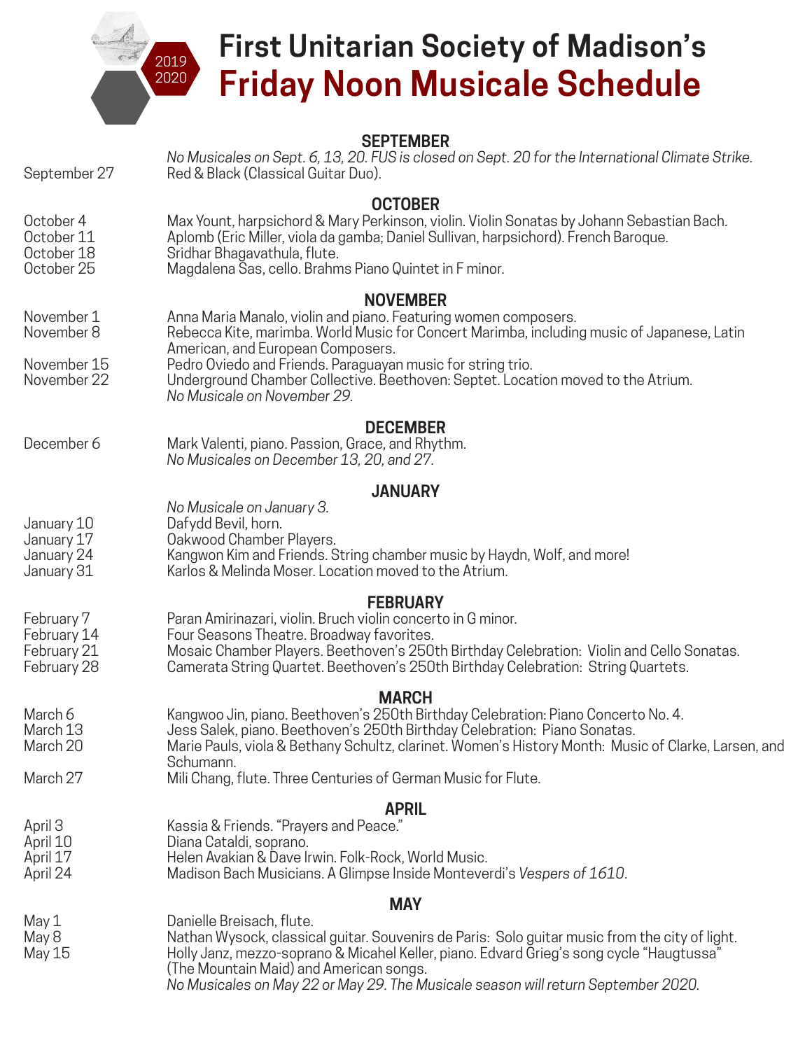2019
2020

# First Unitarian Society of Madison's Friday Noon Musicale Schedule

## SEPTEMBER

*No Musicales on Sept. 6, 13, 20. FUS is closed on Sept. 20 for the International Climate Strike.*

| | |
|---|---|
| September 27 | Red & Black (Classical Guitar Duo). |

## OCTOBER

| | |
|---|---|
| October 4 | Max Yount, harpsichord & Mary Perkinson, violin. Violin Sonatas by Johann Sebastian Bach. |
| October 11 | Aplomb (Eric Miller, viola da gamba; Daniel Sullivan, harpsichord). French Baroque. |
| October 18 | Sridhar Bhagavathula, flute. |
| October 25 | Magdalena Sas, cello. Brahms Piano Quintet in F minor. |

## NOVEMBER

| | |
|---|---|
| November 1 | Anna Maria Manalo, violin and piano. Featuring women composers. |
| November 8 | Rebecca Kite, marimba. World Music for Concert Marimba, including music of Japanese, Latin American, and European Composers. |
| November 15 | Pedro Oviedo and Friends. Paraguayan music for string trio. |
| November 22 | Underground Chamber Collective. Beethoven: Septet. Location moved to the Atrium. |

*No Musicale on November 29.*

## DECEMBER

| | |
|---|---|
| December 6 | Mark Valenti, piano. Passion, Grace, and Rhythm. |

*No Musicales on December 13, 20, and 27.*

## JANUARY

*No Musicale on January 3.*

| | |
|---|---|
| January 10 | Dafydd Bevil, horn. |
| January 17 | Oakwood Chamber Players. |
| January 24 | Kangwon Kim and Friends. String chamber music by Haydn, Wolf, and more! |
| January 31 | Karlos & Melinda Moser. Location moved to the Atrium. |

## FEBRUARY

| | |
|---|---|
| February 7 | Paran Amirinazari, violin. Bruch violin concerto in G minor. |
| February 14 | Four Seasons Theatre. Broadway favorites. |
| February 21 | Mosaic Chamber Players. Beethoven's 250th Birthday Celebration: Violin and Cello Sonatas. |
| February 28 | Camerata String Quartet. Beethoven's 250th Birthday Celebration: String Quartets. |

## MARCH

| | |
|---|---|
| March 6 | Kangwoo Jin, piano. Beethoven's 250th Birthday Celebration: Piano Concerto No. 4. |
| March 13 | Jess Salek, piano. Beethoven's 250th Birthday Celebration: Piano Sonatas. |
| March 20 | Marie Pauls, viola & Bethany Schultz, clarinet. Women's History Month: Music of Clarke, Larsen, and Schumann. |
| March 27 | Mili Chang, flute. Three Centuries of German Music for Flute. |

## APRIL

| | |
|---|---|
| April 3 | Kassia & Friends. "Prayers and Peace." |
| April 10 | Diana Cataldi, soprano. |
| April 17 | Helen Avakian & Dave Irwin. Folk-Rock, World Music. |
| April 24 | Madison Bach Musicians. A Glimpse Inside Monteverdi's *Vespers of 1610*. |

## MAY

| | |
|---|---|
| May 1 | Danielle Breisach, flute. |
| May 8 | Nathan Wysock, classical guitar. Souvenirs de Paris: Solo guitar music from the city of light. |
| May 15 | Holly Janz, mezzo-soprano & Micahel Keller, piano. Edvard Grieg's song cycle "Haugtussa" (The Mountain Maid) and American songs. |

*No Musicales on May 22 or May 29. The Musicale season will return September 2020.*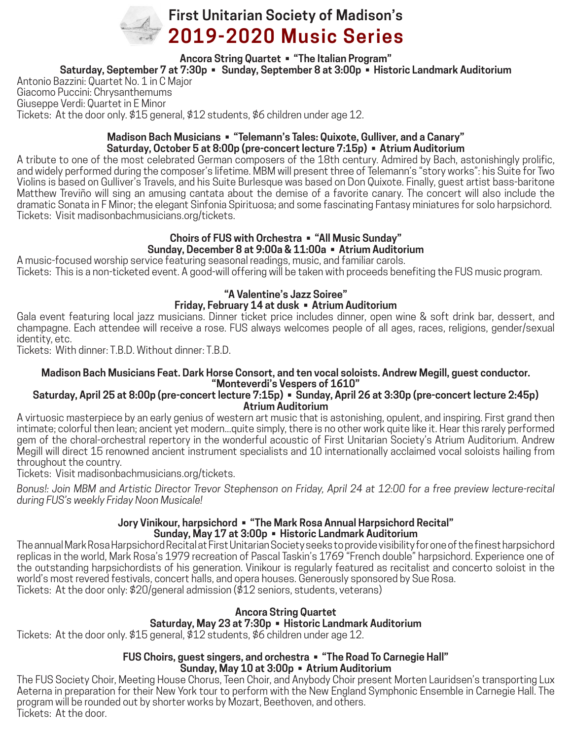# First Unitarian Society of Madison's
# 2019-2020 Music Series

**Ancora String Quartet ▪ "The Italian Program"**
**Saturday, September 7 at 7:30p ▪ Sunday, September 8 at 3:00p ▪ Historic Landmark Auditorium**

Antonio Bazzini: Quartet No. 1 in C Major
Giacomo Puccini: Chrysanthemums
Giuseppe Verdi: Quartet in E Minor
Tickets: At the door only. $15 general, $12 students, $6 children under age 12.

**Madison Bach Musicians ▪ "Telemann's Tales: Quixote, Gulliver, and a Canary"**
**Saturday, October 5 at 8:00p (pre-concert lecture 7:15p) ▪ Atrium Auditorium**

A tribute to one of the most celebrated German composers of the 18th century. Admired by Bach, astonishingly prolific, and widely performed during the composer's lifetime. MBM will present three of Telemann's "story works": his Suite for Two Violins is based on Gulliver's Travels, and his Suite Burlesque was based on Don Quixote. Finally, guest artist bass-baritone Matthew Treviño will sing an amusing cantata about the demise of a favorite canary. The concert will also include the dramatic Sonata in F Minor; the elegant Sinfonia Spirituosa; and some fascinating Fantasy miniatures for solo harpsichord.
Tickets: Visit madisonbachmusicians.org/tickets.

**Choirs of FUS with Orchestra ▪ "All Music Sunday"**
**Sunday, December 8 at 9:00a & 11:00a ▪ Atrium Auditorium**

A music-focused worship service featuring seasonal readings, music, and familiar carols.
Tickets: This is a non-ticketed event. A good-will offering will be taken with proceeds benefiting the FUS music program.

**"A Valentine's Jazz Soiree"**
**Friday, February 14 at dusk ▪ Atrium Auditorium**

Gala event featuring local jazz musicians. Dinner ticket price includes dinner, open wine & soft drink bar, dessert, and champagne. Each attendee will receive a rose. FUS always welcomes people of all ages, races, religions, gender/sexual identity, etc.
Tickets: With dinner: T.B.D. Without dinner: T.B.D.

**Madison Bach Musicians Feat. Dark Horse Consort, and ten vocal soloists. Andrew Megill, guest conductor.**
**"Monteverdi's Vespers of 1610"**
**Saturday, April 25 at 8:00p (pre-concert lecture 7:15p) ▪ Sunday, April 26 at 3:30p (pre-concert lecture 2:45p)**
**Atrium Auditorium**

A virtuosic masterpiece by an early genius of western art music that is astonishing, opulent, and inspiring. First grand then intimate; colorful then lean; ancient yet modern...quite simply, there is no other work quite like it. Hear this rarely performed gem of the choral-orchestral repertory in the wonderful acoustic of First Unitarian Society's Atrium Auditorium. Andrew Megill will direct 15 renowned ancient instrument specialists and 10 internationally acclaimed vocal soloists hailing from throughout the country.
Tickets: Visit madisonbachmusicians.org/tickets.

*Bonus!: Join MBM and Artistic Director Trevor Stephenson on Friday, April 24 at 12:00 for a free preview lecture-recital during FUS's weekly Friday Noon Musicale!*

**Jory Vinikour, harpsichord ▪ "The Mark Rosa Annual Harpsichord Recital"**
**Sunday, May 17 at 3:00p ▪ Historic Landmark Auditorium**

The annual Mark Rosa Harpsichord Recital at First Unitarian Society seeks to provide visibility for one of the finest harpsichord replicas in the world, Mark Rosa's 1979 recreation of Pascal Taskin's 1769 "French double" harpsichord. Experience one of the outstanding harpsichordists of his generation. Vinikour is regularly featured as recitalist and concerto soloist in the world's most revered festivals, concert halls, and opera houses. Generously sponsored by Sue Rosa.
Tickets: At the door only: $20/general admission ($12 seniors, students, veterans)

**Ancora String Quartet**
**Saturday, May 23 at 7:30p ▪ Historic Landmark Auditorium**

Tickets: At the door only. $15 general, $12 students, $6 children under age 12.

**FUS Choirs, guest singers, and orchestra ▪ "The Road To Carnegie Hall"**
**Sunday, May 10 at 3:00p ▪ Atrium Auditorium**

The FUS Society Choir, Meeting House Chorus, Teen Choir, and Anybody Choir present Morten Lauridsen's transporting Lux Aeterna in preparation for their New York tour to perform with the New England Symphonic Ensemble in Carnegie Hall. The program will be rounded out by shorter works by Mozart, Beethoven, and others.
Tickets: At the door.